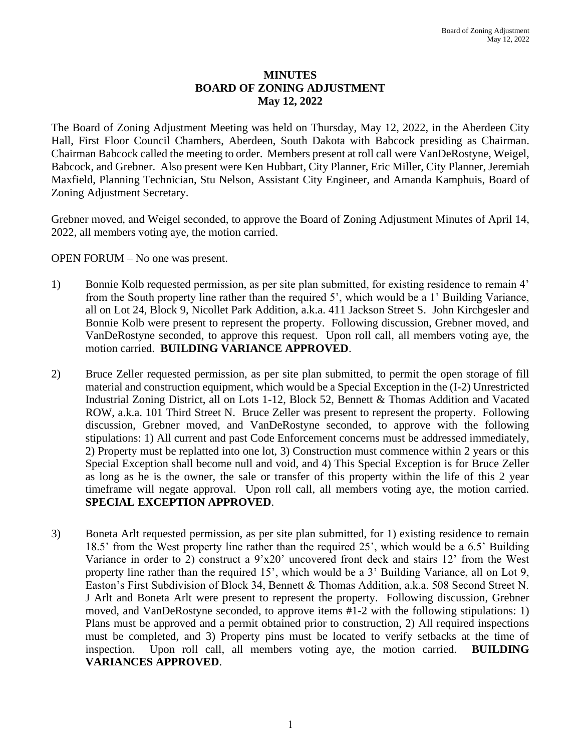# MINUTES
# BOARD OF ZONING ADJUSTMENT
# May 12, 2022

The Board of Zoning Adjustment Meeting was held on Thursday, May 12, 2022, in the Aberdeen City Hall, First Floor Council Chambers, Aberdeen, South Dakota with Babcock presiding as Chairman. Chairman Babcock called the meeting to order. Members present at roll call were VanDeRostyne, Weigel, Babcock, and Grebner. Also present were Ken Hubbart, City Planner, Eric Miller, City Planner, Jeremiah Maxfield, Planning Technician, Stu Nelson, Assistant City Engineer, and Amanda Kamphuis, Board of Zoning Adjustment Secretary.

Grebner moved, and Weigel seconded, to approve the Board of Zoning Adjustment Minutes of April 14, 2022, all members voting aye, the motion carried.

OPEN FORUM – No one was present.

1) Bonnie Kolb requested permission, as per site plan submitted, for existing residence to remain 4' from the South property line rather than the required 5', which would be a 1' Building Variance, all on Lot 24, Block 9, Nicollet Park Addition, a.k.a. 411 Jackson Street S. John Kirchgesler and Bonnie Kolb were present to represent the property. Following discussion, Grebner moved, and VanDeRostyne seconded, to approve this request. Upon roll call, all members voting aye, the motion carried. **BUILDING VARIANCE APPROVED**.

2) Bruce Zeller requested permission, as per site plan submitted, to permit the open storage of fill material and construction equipment, which would be a Special Exception in the (I-2) Unrestricted Industrial Zoning District, all on Lots 1-12, Block 52, Bennett & Thomas Addition and Vacated ROW, a.k.a. 101 Third Street N. Bruce Zeller was present to represent the property. Following discussion, Grebner moved, and VanDeRostyne seconded, to approve with the following stipulations: 1) All current and past Code Enforcement concerns must be addressed immediately, 2) Property must be replatted into one lot, 3) Construction must commence within 2 years or this Special Exception shall become null and void, and 4) This Special Exception is for Bruce Zeller as long as he is the owner, the sale or transfer of this property within the life of this 2 year timeframe will negate approval. Upon roll call, all members voting aye, the motion carried. **SPECIAL EXCEPTION APPROVED**.

3) Boneta Arlt requested permission, as per site plan submitted, for 1) existing residence to remain 18.5' from the West property line rather than the required 25', which would be a 6.5' Building Variance in order to 2) construct a 9'x20' uncovered front deck and stairs 12' from the West property line rather than the required 15', which would be a 3' Building Variance, all on Lot 9, Easton's First Subdivision of Block 34, Bennett & Thomas Addition, a.k.a. 508 Second Street N. J Arlt and Boneta Arlt were present to represent the property. Following discussion, Grebner moved, and VanDeRostyne seconded, to approve items #1-2 with the following stipulations: 1) Plans must be approved and a permit obtained prior to construction, 2) All required inspections must be completed, and 3) Property pins must be located to verify setbacks at the time of inspection. Upon roll call, all members voting aye, the motion carried. **BUILDING VARIANCES APPROVED**.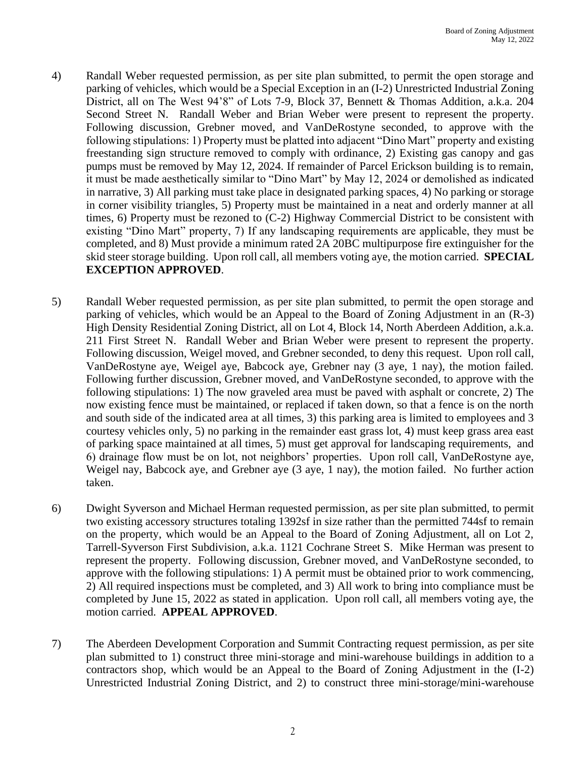4) Randall Weber requested permission, as per site plan submitted, to permit the open storage and parking of vehicles, which would be a Special Exception in an (I-2) Unrestricted Industrial Zoning District, all on The West 94'8" of Lots 7-9, Block 37, Bennett & Thomas Addition, a.k.a. 204 Second Street N. Randall Weber and Brian Weber were present to represent the property. Following discussion, Grebner moved, and VanDeRostyne seconded, to approve with the following stipulations: 1) Property must be platted into adjacent "Dino Mart" property and existing freestanding sign structure removed to comply with ordinance, 2) Existing gas canopy and gas pumps must be removed by May 12, 2024. If remainder of Parcel Erickson building is to remain, it must be made aesthetically similar to "Dino Mart" by May 12, 2024 or demolished as indicated in narrative, 3) All parking must take place in designated parking spaces, 4) No parking or storage in corner visibility triangles, 5) Property must be maintained in a neat and orderly manner at all times, 6) Property must be rezoned to (C-2) Highway Commercial District to be consistent with existing "Dino Mart" property, 7) If any landscaping requirements are applicable, they must be completed, and 8) Must provide a minimum rated 2A 20BC multipurpose fire extinguisher for the skid steer storage building. Upon roll call, all members voting aye, the motion carried. **SPECIAL EXCEPTION APPROVED**.

5) Randall Weber requested permission, as per site plan submitted, to permit the open storage and parking of vehicles, which would be an Appeal to the Board of Zoning Adjustment in an (R-3) High Density Residential Zoning District, all on Lot 4, Block 14, North Aberdeen Addition, a.k.a. 211 First Street N. Randall Weber and Brian Weber were present to represent the property. Following discussion, Weigel moved, and Grebner seconded, to deny this request. Upon roll call, VanDeRostyne aye, Weigel aye, Babcock aye, Grebner nay (3 aye, 1 nay), the motion failed. Following further discussion, Grebner moved, and VanDeRostyne seconded, to approve with the following stipulations: 1) The now graveled area must be paved with asphalt or concrete, 2) The now existing fence must be maintained, or replaced if taken down, so that a fence is on the north and south side of the indicated area at all times, 3) this parking area is limited to employees and 3 courtesy vehicles only, 5) no parking in the remainder east grass lot, 4) must keep grass area east of parking space maintained at all times, 5) must get approval for landscaping requirements, and 6) drainage flow must be on lot, not neighbors' properties. Upon roll call, VanDeRostyne aye, Weigel nay, Babcock aye, and Grebner aye (3 aye, 1 nay), the motion failed. No further action taken.

6) Dwight Syverson and Michael Herman requested permission, as per site plan submitted, to permit two existing accessory structures totaling 1392sf in size rather than the permitted 744sf to remain on the property, which would be an Appeal to the Board of Zoning Adjustment, all on Lot 2, Tarrell-Syverson First Subdivision, a.k.a. 1121 Cochrane Street S. Mike Herman was present to represent the property. Following discussion, Grebner moved, and VanDeRostyne seconded, to approve with the following stipulations: 1) A permit must be obtained prior to work commencing, 2) All required inspections must be completed, and 3) All work to bring into compliance must be completed by June 15, 2022 as stated in application. Upon roll call, all members voting aye, the motion carried. **APPEAL APPROVED**.

7) The Aberdeen Development Corporation and Summit Contracting request permission, as per site plan submitted to 1) construct three mini-storage and mini-warehouse buildings in addition to a contractors shop, which would be an Appeal to the Board of Zoning Adjustment in the (I-2) Unrestricted Industrial Zoning District, and 2) to construct three mini-storage/mini-warehouse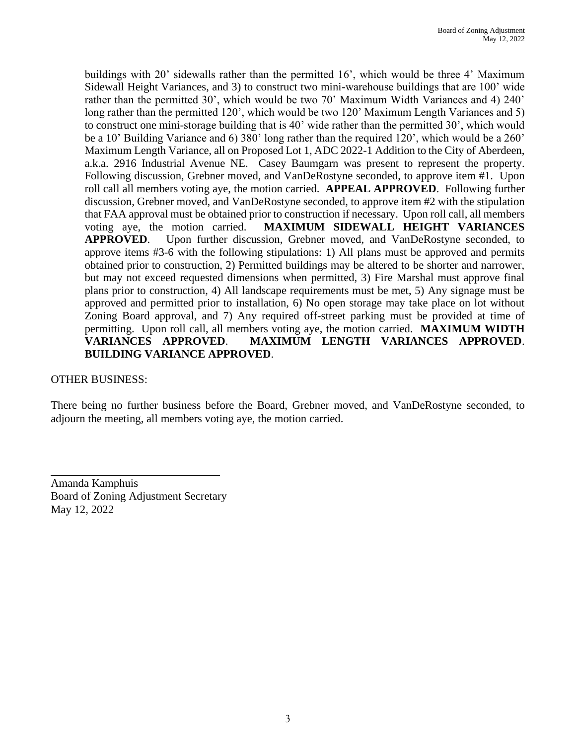buildings with 20' sidewalls rather than the permitted 16', which would be three 4' Maximum Sidewall Height Variances, and 3) to construct two mini-warehouse buildings that are 100' wide rather than the permitted 30', which would be two 70' Maximum Width Variances and 4) 240' long rather than the permitted 120', which would be two 120' Maximum Length Variances and 5) to construct one mini-storage building that is 40' wide rather than the permitted 30', which would be a 10' Building Variance and 6) 380' long rather than the required 120', which would be a 260' Maximum Length Variance, all on Proposed Lot 1, ADC 2022-1 Addition to the City of Aberdeen, a.k.a. 2916 Industrial Avenue NE. Casey Baumgarn was present to represent the property. Following discussion, Grebner moved, and VanDeRostyne seconded, to approve item #1. Upon roll call all members voting aye, the motion carried. **APPEAL APPROVED**. Following further discussion, Grebner moved, and VanDeRostyne seconded, to approve item #2 with the stipulation that FAA approval must be obtained prior to construction if necessary. Upon roll call, all members voting aye, the motion carried. **MAXIMUM SIDEWALL HEIGHT VARIANCES APPROVED**. Upon further discussion, Grebner moved, and VanDeRostyne seconded, to approve items #3-6 with the following stipulations: 1) All plans must be approved and permits obtained prior to construction, 2) Permitted buildings may be altered to be shorter and narrower, but may not exceed requested dimensions when permitted, 3) Fire Marshal must approve final plans prior to construction, 4) All landscape requirements must be met, 5) Any signage must be approved and permitted prior to installation, 6) No open storage may take place on lot without Zoning Board approval, and 7) Any required off-street parking must be provided at time of permitting. Upon roll call, all members voting aye, the motion carried. **MAXIMUM WIDTH VARIANCES APPROVED**. **MAXIMUM LENGTH VARIANCES APPROVED**. **BUILDING VARIANCE APPROVED**.

OTHER BUSINESS:

There being no further business before the Board, Grebner moved, and VanDeRostyne seconded, to adjourn the meeting, all members voting aye, the motion carried.

\_\_\_\_\_\_\_\_\_\_\_\_\_\_\_\_\_\_\_\_\_\_\_\_\_\_\_\_\_\_

Amanda Kamphuis
Board of Zoning Adjustment Secretary
May 12, 2022